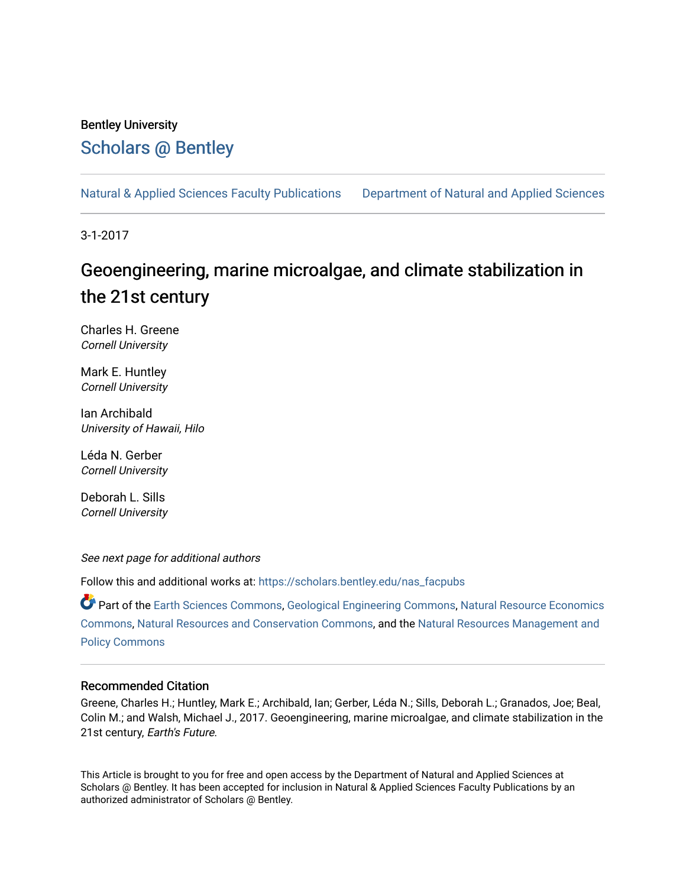Bentley University

# Scholars @ Bentley

Natural & Applied Sciences Faculty Publications　　Department of Natural and Applied Sciences

3-1-2017

# Geoengineering, marine microalgae, and climate stabilization in the 21st century

Charles H. Greene
*Cornell University*

Mark E. Huntley
*Cornell University*

Ian Archibald
*University of Hawaii, Hilo*

Léda N. Gerber
*Cornell University*

Deborah L. Sills
*Cornell University*

*See next page for additional authors*

Follow this and additional works at: https://scholars.bentley.edu/nas_facpubs

Part of the Earth Sciences Commons, Geological Engineering Commons, Natural Resource Economics Commons, Natural Resources and Conservation Commons, and the Natural Resources Management and Policy Commons

## Recommended Citation

Greene, Charles H.; Huntley, Mark E.; Archibald, Ian; Gerber, Léda N.; Sills, Deborah L.; Granados, Joe; Beal, Colin M.; and Walsh, Michael J., 2017. Geoengineering, marine microalgae, and climate stabilization in the 21st century, *Earth's Future*.

This Article is brought to you for free and open access by the Department of Natural and Applied Sciences at Scholars @ Bentley. It has been accepted for inclusion in Natural & Applied Sciences Faculty Publications by an authorized administrator of Scholars @ Bentley.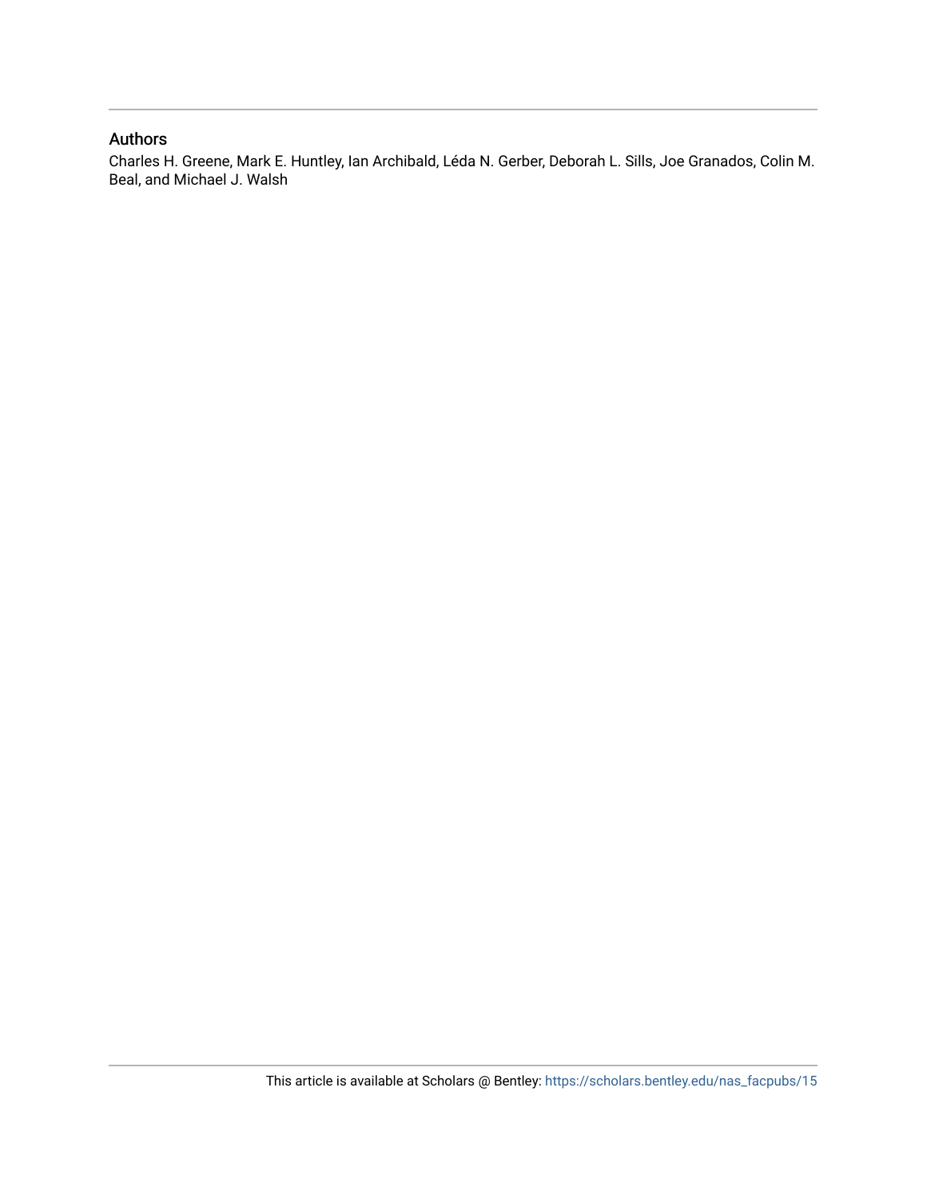## Authors

Charles H. Greene, Mark E. Huntley, Ian Archibald, Léda N. Gerber, Deborah L. Sills, Joe Granados, Colin M. Beal, and Michael J. Walsh

This article is available at Scholars @ Bentley: https://scholars.bentley.edu/nas_facpubs/15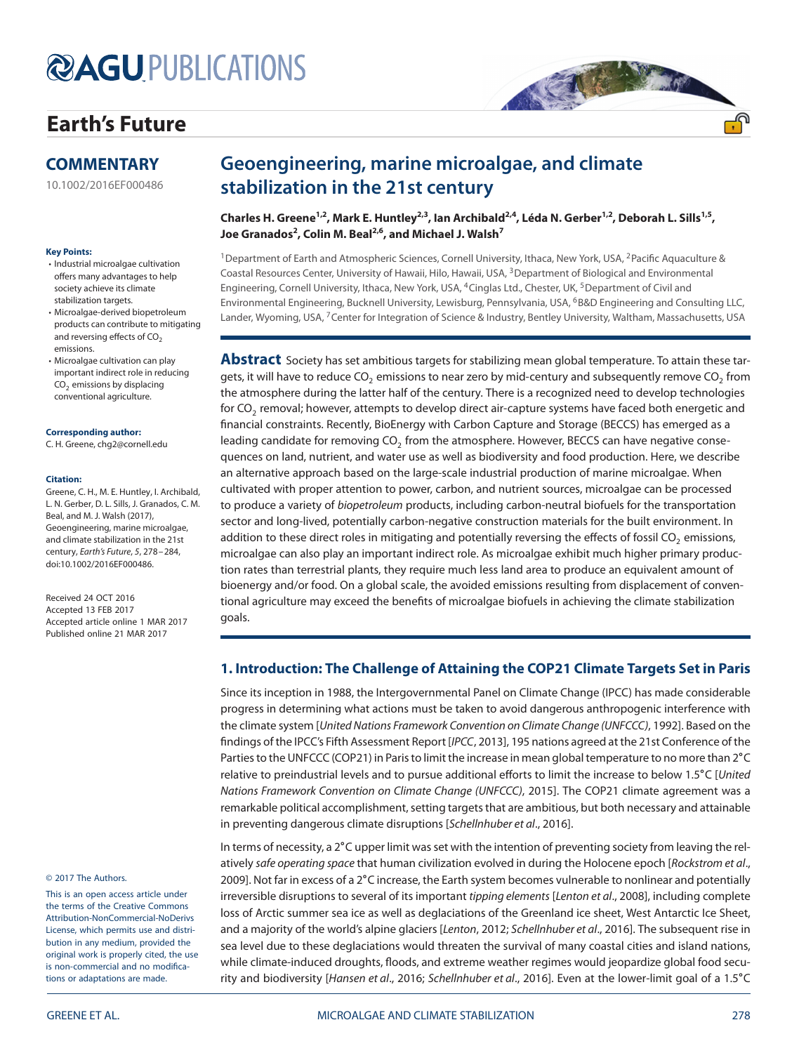# Earth's Future

## COMMENTARY

10.1002/2016EF000486

**Key Points:**

- Industrial microalgae cultivation offers many advantages to help society achieve its climate stabilization targets.
- Microalgae-derived biopetroleum products can contribute to mitigating and reversing effects of $CO_2$ emissions.
- Microalgae cultivation can play important indirect role in reducing $CO_2$ emissions by displacing conventional agriculture.

**Corresponding author:**
C. H. Greene, chg2@cornell.edu

**Citation:**
Greene, C. H., M. E. Huntley, I. Archibald, L. N. Gerber, D. L. Sills, J. Granados, C. M. Beal, and M. J. Walsh (2017), Geoengineering, marine microalgae, and climate stabilization in the 21st century, *Earth's Future*, *5*, 278–284, doi:10.1002/2016EF000486.

Received 24 OCT 2016
Accepted 13 FEB 2017
Accepted article online 1 MAR 2017
Published online 21 MAR 2017

© 2017 The Authors.

This is an open access article under the terms of the Creative Commons Attribution-NonCommercial-NoDerivs License, which permits use and distribution in any medium, provided the original work is properly cited, the use is non-commercial and no modifications or adaptations are made.

# Geoengineering, marine microalgae, and climate stabilization in the 21st century

**Charles H. Greene[1,2], Mark E. Huntley[2,3], Ian Archibald[2,4], Léda N. Gerber[1,2], Deborah L. Sills[1,5], Joe Granados[2], Colin M. Beal[2,6], and Michael J. Walsh[7]**

[1]Department of Earth and Atmospheric Sciences, Cornell University, Ithaca, New York, USA, [2]Pacific Aquaculture & Coastal Resources Center, University of Hawaii, Hilo, Hawaii, USA, [3]Department of Biological and Environmental Engineering, Cornell University, Ithaca, New York, USA, [4]Cinglas Ltd., Chester, UK, [5]Department of Civil and Environmental Engineering, Bucknell University, Lewisburg, Pennsylvania, USA, [6]B&D Engineering and Consulting LLC, Lander, Wyoming, USA, [7]Center for Integration of Science & Industry, Bentley University, Waltham, Massachusetts, USA

**Abstract** Society has set ambitious targets for stabilizing mean global temperature. To attain these targets, it will have to reduce $CO_2$ emissions to near zero by mid-century and subsequently remove $CO_2$ from the atmosphere during the latter half of the century. There is a recognized need to develop technologies for $CO_2$ removal; however, attempts to develop direct air-capture systems have faced both energetic and financial constraints. Recently, BioEnergy with Carbon Capture and Storage (BECCS) has emerged as a leading candidate for removing $CO_2$ from the atmosphere. However, BECCS can have negative consequences on land, nutrient, and water use as well as biodiversity and food production. Here, we describe an alternative approach based on the large-scale industrial production of marine microalgae. When cultivated with proper attention to power, carbon, and nutrient sources, microalgae can be processed to produce a variety of *biopetroleum* products, including carbon-neutral biofuels for the transportation sector and long-lived, potentially carbon-negative construction materials for the built environment. In addition to these direct roles in mitigating and potentially reversing the effects of fossil $CO_2$ emissions, microalgae can also play an important indirect role. As microalgae exhibit much higher primary production rates than terrestrial plants, they require much less land area to produce an equivalent amount of bioenergy and/or food. On a global scale, the avoided emissions resulting from displacement of conventional agriculture may exceed the benefits of microalgae biofuels in achieving the climate stabilization goals.

## 1. Introduction: The Challenge of Attaining the COP21 Climate Targets Set in Paris

Since its inception in 1988, the Intergovernmental Panel on Climate Change (IPCC) has made considerable progress in determining what actions must be taken to avoid dangerous anthropogenic interference with the climate system [*United Nations Framework Convention on Climate Change (UNFCCC)*, 1992]. Based on the findings of the IPCC's Fifth Assessment Report [*IPCC*, 2013], 195 nations agreed at the 21st Conference of the Parties to the UNFCCC (COP21) in Paris to limit the increase in mean global temperature to no more than 2°C relative to preindustrial levels and to pursue additional efforts to limit the increase to below 1.5°C [*United Nations Framework Convention on Climate Change (UNFCCC)*, 2015]. The COP21 climate agreement was a remarkable political accomplishment, setting targets that are ambitious, but both necessary and attainable in preventing dangerous climate disruptions [*Schellnhuber et al*., 2016].

In terms of necessity, a 2°C upper limit was set with the intention of preventing society from leaving the relatively *safe operating space* that human civilization evolved in during the Holocene epoch [*Rockstrom et al*., 2009]. Not far in excess of a 2°C increase, the Earth system becomes vulnerable to nonlinear and potentially irreversible disruptions to several of its important *tipping elements* [*Lenton et al*., 2008], including complete loss of Arctic summer sea ice as well as deglaciations of the Greenland ice sheet, West Antarctic Ice Sheet, and a majority of the world's alpine glaciers [*Lenton*, 2012; *Schellnhuber et al*., 2016]. The subsequent rise in sea level due to these deglaciations would threaten the survival of many coastal cities and island nations, while climate-induced droughts, floods, and extreme weather regimes would jeopardize global food security and biodiversity [*Hansen et al*., 2016; *Schellnhuber et al*., 2016]. Even at the lower-limit goal of a 1.5°C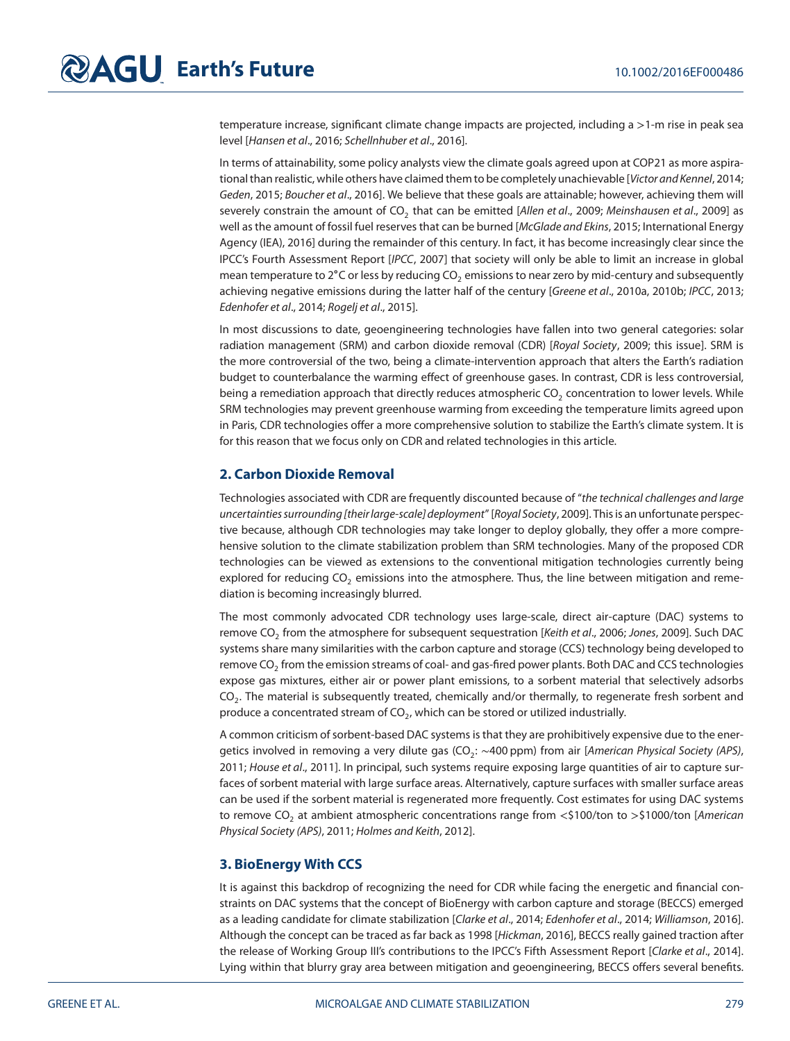temperature increase, significant climate change impacts are projected, including a >1-m rise in peak sea level [*Hansen et al*., 2016; *Schellnhuber et al*., 2016].

In terms of attainability, some policy analysts view the climate goals agreed upon at COP21 as more aspirational than realistic, while others have claimed them to be completely unachievable [*Victor and Kennel*, 2014; *Geden*, 2015; *Boucher et al*., 2016]. We believe that these goals are attainable; however, achieving them will severely constrain the amount of $CO_2$ that can be emitted [*Allen et al*., 2009; *Meinshausen et al*., 2009] as well as the amount of fossil fuel reserves that can be burned [*McGlade and Ekins*, 2015; International Energy Agency (IEA), 2016] during the remainder of this century. In fact, it has become increasingly clear since the IPCC's Fourth Assessment Report [*IPCC*, 2007] that society will only be able to limit an increase in global mean temperature to 2°C or less by reducing $CO_2$ emissions to near zero by mid-century and subsequently achieving negative emissions during the latter half of the century [*Greene et al*., 2010a, 2010b; *IPCC*, 2013; *Edenhofer et al*., 2014; *Rogelj et al*., 2015].

In most discussions to date, geoengineering technologies have fallen into two general categories: solar radiation management (SRM) and carbon dioxide removal (CDR) [*Royal Society*, 2009; this issue]. SRM is the more controversial of the two, being a climate-intervention approach that alters the Earth's radiation budget to counterbalance the warming effect of greenhouse gases. In contrast, CDR is less controversial, being a remediation approach that directly reduces atmospheric $CO_2$ concentration to lower levels. While SRM technologies may prevent greenhouse warming from exceeding the temperature limits agreed upon in Paris, CDR technologies offer a more comprehensive solution to stabilize the Earth's climate system. It is for this reason that we focus only on CDR and related technologies in this article.

## 2. Carbon Dioxide Removal

Technologies associated with CDR are frequently discounted because of "*the technical challenges and large uncertainties surrounding [their large-scale] deployment*" [*Royal Society*, 2009]. This is an unfortunate perspective because, although CDR technologies may take longer to deploy globally, they offer a more comprehensive solution to the climate stabilization problem than SRM technologies. Many of the proposed CDR technologies can be viewed as extensions to the conventional mitigation technologies currently being explored for reducing $CO_2$ emissions into the atmosphere. Thus, the line between mitigation and remediation is becoming increasingly blurred.

The most commonly advocated CDR technology uses large-scale, direct air-capture (DAC) systems to remove $CO_2$ from the atmosphere for subsequent sequestration [*Keith et al*., 2006; *Jones*, 2009]. Such DAC systems share many similarities with the carbon capture and storage (CCS) technology being developed to remove $CO_2$ from the emission streams of coal- and gas-fired power plants. Both DAC and CCS technologies expose gas mixtures, either air or power plant emissions, to a sorbent material that selectively adsorbs $CO_2$. The material is subsequently treated, chemically and/or thermally, to regenerate fresh sorbent and produce a concentrated stream of $CO_2$, which can be stored or utilized industrially.

A common criticism of sorbent-based DAC systems is that they are prohibitively expensive due to the energetics involved in removing a very dilute gas ($CO_2$: ~400 ppm) from air [*American Physical Society (APS)*, 2011; *House et al*., 2011]. In principal, such systems require exposing large quantities of air to capture surfaces of sorbent material with large surface areas. Alternatively, capture surfaces with smaller surface areas can be used if the sorbent material is regenerated more frequently. Cost estimates for using DAC systems to remove $CO_2$ at ambient atmospheric concentrations range from <\$100/ton to >\$1000/ton [*American Physical Society (APS)*, 2011; *Holmes and Keith*, 2012].

## 3. BioEnergy With CCS

It is against this backdrop of recognizing the need for CDR while facing the energetic and financial constraints on DAC systems that the concept of BioEnergy with carbon capture and storage (BECCS) emerged as a leading candidate for climate stabilization [*Clarke et al*., 2014; *Edenhofer et al*., 2014; *Williamson*, 2016]. Although the concept can be traced as far back as 1998 [*Hickman*, 2016], BECCS really gained traction after the release of Working Group III's contributions to the IPCC's Fifth Assessment Report [*Clarke et al*., 2014]. Lying within that blurry gray area between mitigation and geoengineering, BECCS offers several benefits.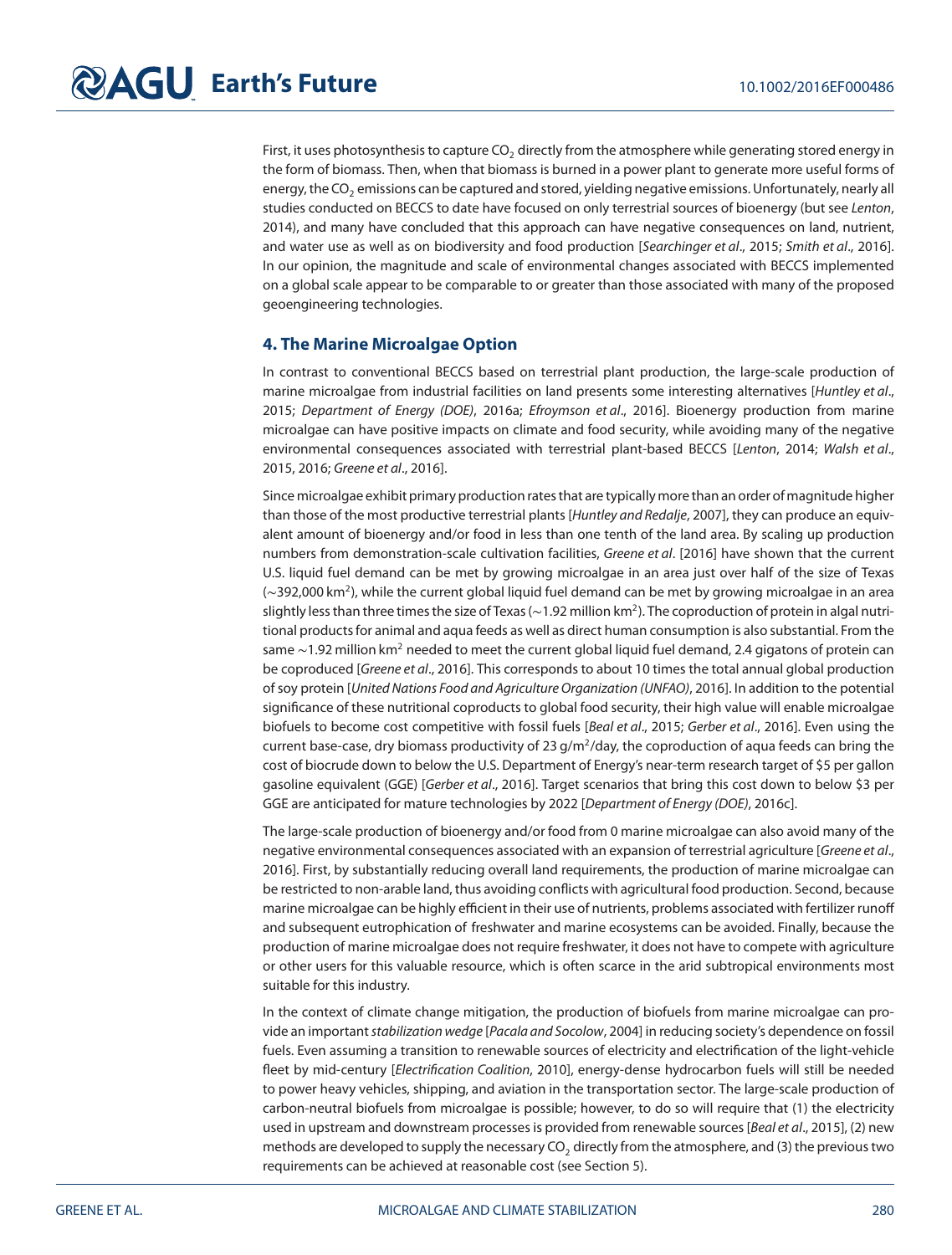First, it uses photosynthesis to capture $CO_2$ directly from the atmosphere while generating stored energy in the form of biomass. Then, when that biomass is burned in a power plant to generate more useful forms of energy, the $CO_2$ emissions can be captured and stored, yielding negative emissions. Unfortunately, nearly all studies conducted on BECCS to date have focused on only terrestrial sources of bioenergy (but see *Lenton*, 2014), and many have concluded that this approach can have negative consequences on land, nutrient, and water use as well as on biodiversity and food production [*Searchinger et al*., 2015; *Smith et al*., 2016]. In our opinion, the magnitude and scale of environmental changes associated with BECCS implemented on a global scale appear to be comparable to or greater than those associated with many of the proposed geoengineering technologies.

## 4. The Marine Microalgae Option

In contrast to conventional BECCS based on terrestrial plant production, the large-scale production of marine microalgae from industrial facilities on land presents some interesting alternatives [*Huntley et al*., 2015; *Department of Energy (DOE)*, 2016a; *Efroymson et al*., 2016]. Bioenergy production from marine microalgae can have positive impacts on climate and food security, while avoiding many of the negative environmental consequences associated with terrestrial plant-based BECCS [*Lenton*, 2014; *Walsh et al*., 2015, 2016; *Greene et al*., 2016].

Since microalgae exhibit primary production rates that are typically more than an order of magnitude higher than those of the most productive terrestrial plants [*Huntley and Redalje*, 2007], they can produce an equivalent amount of bioenergy and/or food in less than one tenth of the land area. By scaling up production numbers from demonstration-scale cultivation facilities, *Greene et al*. [2016] have shown that the current U.S. liquid fuel demand can be met by growing microalgae in an area just over half of the size of Texas (~392,000 km$^2$), while the current global liquid fuel demand can be met by growing microalgae in an area slightly less than three times the size of Texas (~1.92 million km$^2$). The coproduction of protein in algal nutritional products for animal and aqua feeds as well as direct human consumption is also substantial. From the same ~1.92 million km$^2$ needed to meet the current global liquid fuel demand, 2.4 gigatons of protein can be coproduced [*Greene et al*., 2016]. This corresponds to about 10 times the total annual global production of soy protein [*United Nations Food and Agriculture Organization (UNFAO)*, 2016]. In addition to the potential significance of these nutritional coproducts to global food security, their high value will enable microalgae biofuels to become cost competitive with fossil fuels [*Beal et al*., 2015; *Gerber et al*., 2016]. Even using the current base-case, dry biomass productivity of 23 g/m$^2$/day, the coproduction of aqua feeds can bring the cost of biocrude down to below the U.S. Department of Energy's near-term research target of \$5 per gallon gasoline equivalent (GGE) [*Gerber et al*., 2016]. Target scenarios that bring this cost down to below \$3 per GGE are anticipated for mature technologies by 2022 [*Department of Energy (DOE)*, 2016c].

The large-scale production of bioenergy and/or food from 0 marine microalgae can also avoid many of the negative environmental consequences associated with an expansion of terrestrial agriculture [*Greene et al*., 2016]. First, by substantially reducing overall land requirements, the production of marine microalgae can be restricted to non-arable land, thus avoiding conflicts with agricultural food production. Second, because marine microalgae can be highly efficient in their use of nutrients, problems associated with fertilizer runoff and subsequent eutrophication of freshwater and marine ecosystems can be avoided. Finally, because the production of marine microalgae does not require freshwater, it does not have to compete with agriculture or other users for this valuable resource, which is often scarce in the arid subtropical environments most suitable for this industry.

In the context of climate change mitigation, the production of biofuels from marine microalgae can provide an important *stabilization wedge* [*Pacala and Socolow*, 2004] in reducing society's dependence on fossil fuels. Even assuming a transition to renewable sources of electricity and electrification of the light-vehicle fleet by mid-century [*Electrification Coalition*, 2010], energy-dense hydrocarbon fuels will still be needed to power heavy vehicles, shipping, and aviation in the transportation sector. The large-scale production of carbon-neutral biofuels from microalgae is possible; however, to do so will require that (1) the electricity used in upstream and downstream processes is provided from renewable sources [*Beal et al*., 2015], (2) new methods are developed to supply the necessary $CO_2$ directly from the atmosphere, and (3) the previous two requirements can be achieved at reasonable cost (see Section 5).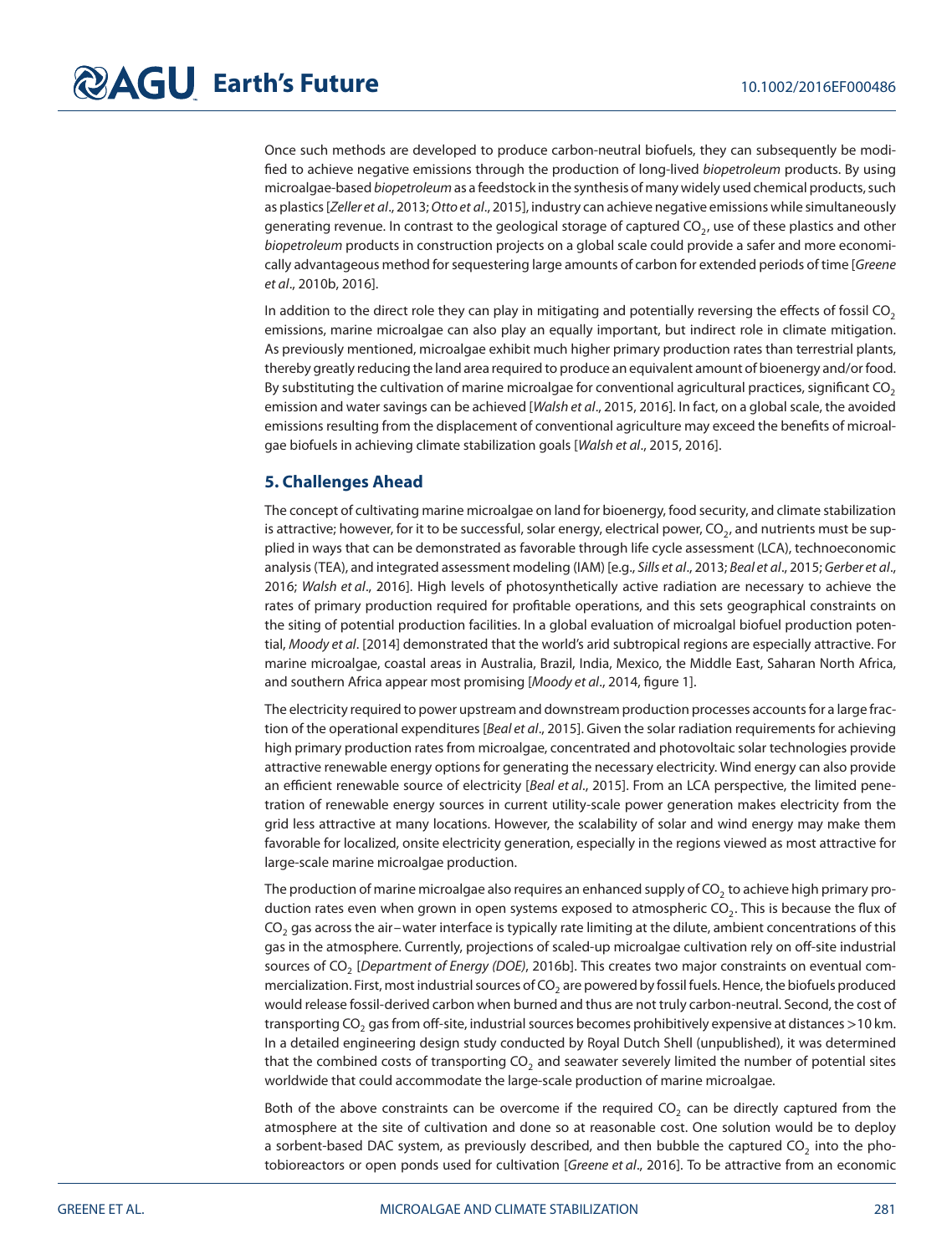Once such methods are developed to produce carbon-neutral biofuels, they can subsequently be modified to achieve negative emissions through the production of long-lived *biopetroleum* products. By using microalgae-based *biopetroleum* as a feedstock in the synthesis of many widely used chemical products, such as plastics [*Zeller et al*., 2013; *Otto et al*., 2015], industry can achieve negative emissions while simultaneously generating revenue. In contrast to the geological storage of captured $CO_2$, use of these plastics and other *biopetroleum* products in construction projects on a global scale could provide a safer and more economically advantageous method for sequestering large amounts of carbon for extended periods of time [*Greene et al*., 2010b, 2016].

In addition to the direct role they can play in mitigating and potentially reversing the effects of fossil $CO_2$ emissions, marine microalgae can also play an equally important, but indirect role in climate mitigation. As previously mentioned, microalgae exhibit much higher primary production rates than terrestrial plants, thereby greatly reducing the land area required to produce an equivalent amount of bioenergy and/or food. By substituting the cultivation of marine microalgae for conventional agricultural practices, significant $CO_2$ emission and water savings can be achieved [*Walsh et al*., 2015, 2016]. In fact, on a global scale, the avoided emissions resulting from the displacement of conventional agriculture may exceed the benefits of microalgae biofuels in achieving climate stabilization goals [*Walsh et al*., 2015, 2016].

## 5. Challenges Ahead

The concept of cultivating marine microalgae on land for bioenergy, food security, and climate stabilization is attractive; however, for it to be successful, solar energy, electrical power, $CO_2$, and nutrients must be supplied in ways that can be demonstrated as favorable through life cycle assessment (LCA), technoeconomic analysis (TEA), and integrated assessment modeling (IAM) [e.g., *Sills et al*., 2013; *Beal et al*., 2015; *Gerber et al*., 2016; *Walsh et al*., 2016]. High levels of photosynthetically active radiation are necessary to achieve the rates of primary production required for profitable operations, and this sets geographical constraints on the siting of potential production facilities. In a global evaluation of microalgal biofuel production potential, *Moody et al*. [2014] demonstrated that the world's arid subtropical regions are especially attractive. For marine microalgae, coastal areas in Australia, Brazil, India, Mexico, the Middle East, Saharan North Africa, and southern Africa appear most promising [*Moody et al*., 2014, figure 1].

The electricity required to power upstream and downstream production processes accounts for a large fraction of the operational expenditures [*Beal et al*., 2015]. Given the solar radiation requirements for achieving high primary production rates from microalgae, concentrated and photovoltaic solar technologies provide attractive renewable energy options for generating the necessary electricity. Wind energy can also provide an efficient renewable source of electricity [*Beal et al*., 2015]. From an LCA perspective, the limited penetration of renewable energy sources in current utility-scale power generation makes electricity from the grid less attractive at many locations. However, the scalability of solar and wind energy may make them favorable for localized, onsite electricity generation, especially in the regions viewed as most attractive for large-scale marine microalgae production.

The production of marine microalgae also requires an enhanced supply of $CO_2$ to achieve high primary production rates even when grown in open systems exposed to atmospheric $CO_2$. This is because the flux of $CO_2$ gas across the air–water interface is typically rate limiting at the dilute, ambient concentrations of this gas in the atmosphere. Currently, projections of scaled-up microalgae cultivation rely on off-site industrial sources of $CO_2$ [*Department of Energy (DOE)*, 2016b]. This creates two major constraints on eventual commercialization. First, most industrial sources of $CO_2$ are powered by fossil fuels. Hence, the biofuels produced would release fossil-derived carbon when burned and thus are not truly carbon-neutral. Second, the cost of transporting $CO_2$ gas from off-site, industrial sources becomes prohibitively expensive at distances >10 km. In a detailed engineering design study conducted by Royal Dutch Shell (unpublished), it was determined that the combined costs of transporting $CO_2$ and seawater severely limited the number of potential sites worldwide that could accommodate the large-scale production of marine microalgae.

Both of the above constraints can be overcome if the required $CO_2$ can be directly captured from the atmosphere at the site of cultivation and done so at reasonable cost. One solution would be to deploy a sorbent-based DAC system, as previously described, and then bubble the captured $CO_2$ into the photobioreactors or open ponds used for cultivation [*Greene et al*., 2016]. To be attractive from an economic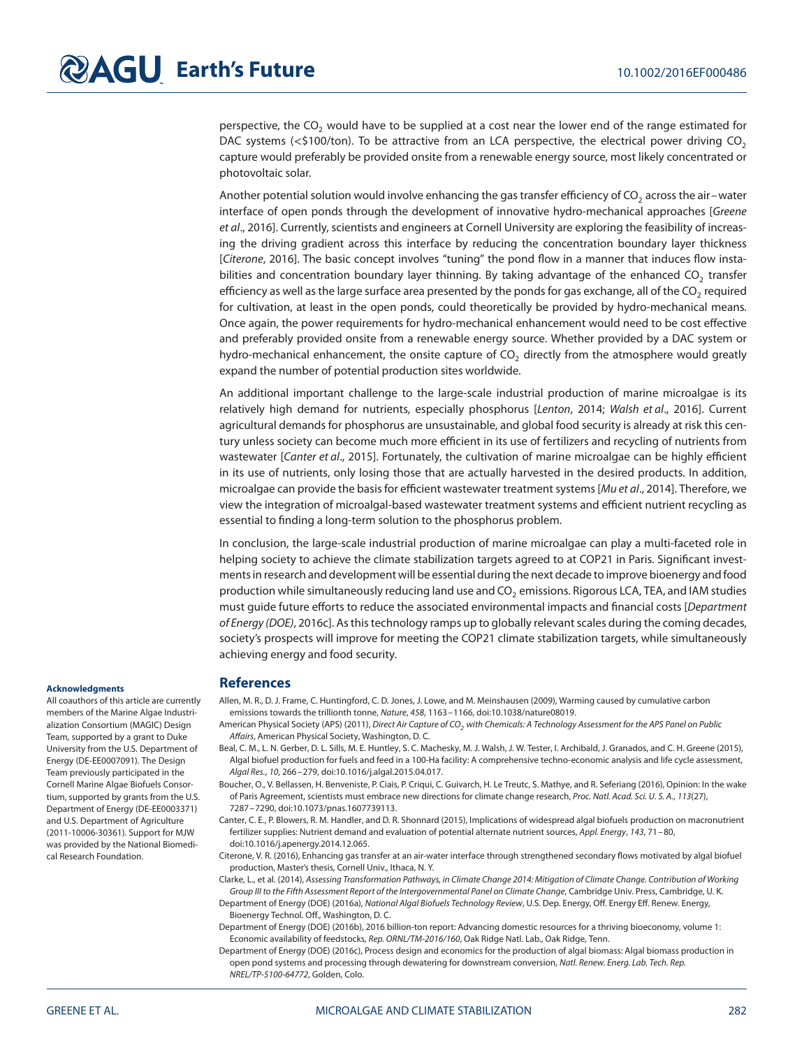perspective, the $CO_2$ would have to be supplied at a cost near the lower end of the range estimated for DAC systems (<$100/ton). To be attractive from an LCA perspective, the electrical power driving $CO_2$ capture would preferably be provided onsite from a renewable energy source, most likely concentrated or photovoltaic solar.

Another potential solution would involve enhancing the gas transfer efficiency of $CO_2$ across the air–water interface of open ponds through the development of innovative hydro-mechanical approaches [*Greene et al*., 2016]. Currently, scientists and engineers at Cornell University are exploring the feasibility of increasing the driving gradient across this interface by reducing the concentration boundary layer thickness [*Citerone*, 2016]. The basic concept involves "tuning" the pond flow in a manner that induces flow instabilities and concentration boundary layer thinning. By taking advantage of the enhanced $CO_2$ transfer efficiency as well as the large surface area presented by the ponds for gas exchange, all of the $CO_2$ required for cultivation, at least in the open ponds, could theoretically be provided by hydro-mechanical means. Once again, the power requirements for hydro-mechanical enhancement would need to be cost effective and preferably provided onsite from a renewable energy source. Whether provided by a DAC system or hydro-mechanical enhancement, the onsite capture of $CO_2$ directly from the atmosphere would greatly expand the number of potential production sites worldwide.

An additional important challenge to the large-scale industrial production of marine microalgae is its relatively high demand for nutrients, especially phosphorus [*Lenton*, 2014; *Walsh et al*., 2016]. Current agricultural demands for phosphorus are unsustainable, and global food security is already at risk this century unless society can become much more efficient in its use of fertilizers and recycling of nutrients from wastewater [*Canter et al*., 2015]. Fortunately, the cultivation of marine microalgae can be highly efficient in its use of nutrients, only losing those that are actually harvested in the desired products. In addition, microalgae can provide the basis for efficient wastewater treatment systems [*Mu et al*., 2014]. Therefore, we view the integration of microalgal-based wastewater treatment systems and efficient nutrient recycling as essential to finding a long-term solution to the phosphorus problem.

In conclusion, the large-scale industrial production of marine microalgae can play a multi-faceted role in helping society to achieve the climate stabilization targets agreed to at COP21 in Paris. Significant investments in research and development will be essential during the next decade to improve bioenergy and food production while simultaneously reducing land use and $CO_2$ emissions. Rigorous LCA, TEA, and IAM studies must guide future efforts to reduce the associated environmental impacts and financial costs [*Department of Energy (DOE)*, 2016c]. As this technology ramps up to globally relevant scales during the coming decades, society's prospects will improve for meeting the COP21 climate stabilization targets, while simultaneously achieving energy and food security.

#### Acknowledgments

All coauthors of this article are currently members of the Marine Algae Industrialization Consortium (MAGIC) Design Team, supported by a grant to Duke University from the U.S. Department of Energy (DE-EE0007091). The Design Team previously participated in the Cornell Marine Algae Biofuels Consortium, supported by grants from the U.S. Department of Energy (DE-EE0003371) and U.S. Department of Agriculture (2011-10006-30361). Support for MJW was provided by the National Biomedical Research Foundation.

## References

Allen, M. R., D. J. Frame, C. Huntingford, C. D. Jones, J. Lowe, and M. Meinshausen (2009), Warming caused by cumulative carbon emissions towards the trillionth tonne, *Nature*, *458*, 1163–1166, doi:10.1038/nature08019.

American Physical Society (APS) (2011), *Direct Air Capture of $CO_2$ with Chemicals: A Technology Assessment for the APS Panel on Public Affairs*, American Physical Society, Washington, D. C.

Beal, C. M., L. N. Gerber, D. L. Sills, M. E. Huntley, S. C. Machesky, M. J. Walsh, J. W. Tester, I. Archibald, J. Granados, and C. H. Greene (2015), Algal biofuel production for fuels and feed in a 100-Ha facility: A comprehensive techno-economic analysis and life cycle assessment, *Algal Res.*, *10*, 266–279, doi:10.1016/j.algal.2015.04.017.

Boucher, O., V. Bellassen, H. Benveniste, P. Ciais, P. Criqui, C. Guivarch, H. Le Treutc, S. Mathye, and R. Seferiang (2016), Opinion: In the wake of Paris Agreement, scientists must embrace new directions for climate change research, *Proc. Natl. Acad. Sci. U. S. A.*, *113*(27), 7287–7290, doi:10.1073/pnas.1607739113.

Canter, C. E., P. Blowers, R. M. Handler, and D. R. Shonnard (2015), Implications of widespread algal biofuels production on macronutrient fertilizer supplies: Nutrient demand and evaluation of potential alternate nutrient sources, *Appl. Energy*, *143*, 71–80, doi:10.1016/j.apenergy.2014.12.065.

Citerone, V. R. (2016), Enhancing gas transfer at an air-water interface through strengthened secondary flows motivated by algal biofuel production, Master's thesis, Cornell Univ., Ithaca, N. Y.

Clarke, L., et al. (2014), *Assessing Transformation Pathways, in Climate Change 2014: Mitigation of Climate Change. Contribution of Working Group III to the Fifth Assessment Report of the Intergovernmental Panel on Climate Change*, Cambridge Univ. Press, Cambridge, U. K.

Department of Energy (DOE) (2016a), *National Algal Biofuels Technology Review*, U.S. Dep. Energy, Off. Energy Eff. Renew. Energy, Bioenergy Technol. Off., Washington, D. C.

Department of Energy (DOE) (2016b), 2016 billion-ton report: Advancing domestic resources for a thriving bioeconomy, volume 1: Economic availability of feedstocks, *Rep. ORNL/TM-2016/160*, Oak Ridge Natl. Lab., Oak Ridge, Tenn.

Department of Energy (DOE) (2016c), Process design and economics for the production of algal biomass: Algal biomass production in open pond systems and processing through dewatering for downstream conversion, *Natl. Renew. Energ. Lab. Tech. Rep. NREL/TP-5100-64772*, Golden, Colo.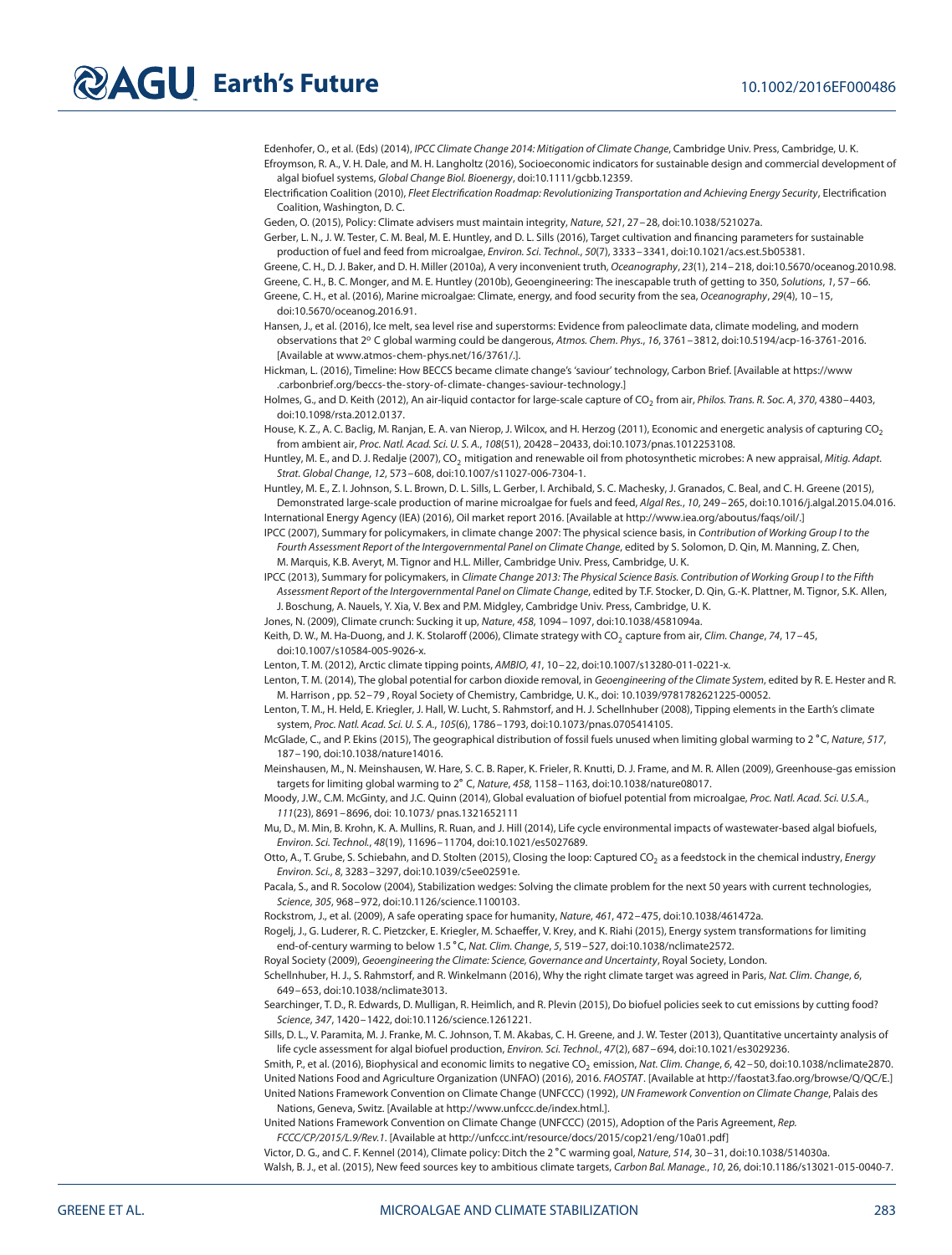Edenhofer, O., et al. (Eds) (2014), *IPCC Climate Change 2014: Mitigation of Climate Change*, Cambridge Univ. Press, Cambridge, U. K.

Efroymson, R. A., V. H. Dale, and M. H. Langholtz (2016), Socioeconomic indicators for sustainable design and commercial development of algal biofuel systems, *Global Change Biol. Bioenergy*, doi:10.1111/gcbb.12359.

Electrification Coalition (2010), *Fleet Electrification Roadmap: Revolutionizing Transportation and Achieving Energy Security*, Electrification Coalition, Washington, D. C.

Geden, O. (2015), Policy: Climate advisers must maintain integrity, *Nature*, *521*, 27–28, doi:10.1038/521027a.

Gerber, L. N., J. W. Tester, C. M. Beal, M. E. Huntley, and D. L. Sills (2016), Target cultivation and financing parameters for sustainable production of fuel and feed from microalgae, *Environ. Sci. Technol.*, *50*(7), 3333–3341, doi:10.1021/acs.est.5b05381.

Greene, C. H., D. J. Baker, and D. H. Miller (2010a), A very inconvenient truth, *Oceanography*, *23*(1), 214–218, doi:10.5670/oceanog.2010.98.

Greene, C. H., B. C. Monger, and M. E. Huntley (2010b), Geoengineering: The inescapable truth of getting to 350, *Solutions*, *1*, 57–66.

Greene, C. H., et al. (2016), Marine microalgae: Climate, energy, and food security from the sea, *Oceanography*, *29*(4), 10–15, doi:10.5670/oceanog.2016.91.

Hansen, J., et al. (2016), Ice melt, sea level rise and superstorms: Evidence from paleoclimate data, climate modeling, and modern observations that 2° C global warming could be dangerous, *Atmos. Chem. Phys.*, *16*, 3761–3812, doi:10.5194/acp-16-3761-2016. [Available at www.atmos-chem-phys.net/16/3761/.].

Hickman, L. (2016), Timeline: How BECCS became climate change's 'saviour' technology, Carbon Brief. [Available at https://www.carbonbrief.org/beccs-the-story-of-climate-changes-saviour-technology.]

Holmes, G., and D. Keith (2012), An air-liquid contactor for large-scale capture of $CO_2$ from air, *Philos. Trans. R. Soc. A*, *370*, 4380–4403, doi:10.1098/rsta.2012.0137.

House, K. Z., A. C. Baclig, M. Ranjan, E. A. van Nierop, J. Wilcox, and H. Herzog (2011), Economic and energetic analysis of capturing $CO_2$ from ambient air, *Proc. Natl. Acad. Sci. U. S. A.*, *108*(51), 20428–20433, doi:10.1073/pnas.1012253108.

Huntley, M. E., and D. J. Redalje (2007), $CO_2$ mitigation and renewable oil from photosynthetic microbes: A new appraisal, *Mitig. Adapt. Strat. Global Change*, *12*, 573–608, doi:10.1007/s11027-006-7304-1.

Huntley, M. E., Z. I. Johnson, S. L. Brown, D. L. Sills, L. Gerber, I. Archibald, S. C. Machesky, J. Granados, C. Beal, and C. H. Greene (2015), Demonstrated large-scale production of marine microalgae for fuels and feed, *Algal Res.*, *10*, 249–265, doi:10.1016/j.algal.2015.04.016.

International Energy Agency (IEA) (2016), Oil market report 2016. [Available at http://www.iea.org/aboutus/faqs/oil/.]

IPCC (2007), Summary for policymakers, in climate change 2007: The physical science basis, in *Contribution of Working Group I to the Fourth Assessment Report of the Intergovernmental Panel on Climate Change*, edited by S. Solomon, D. Qin, M. Manning, Z. Chen, M. Marquis, K.B. Averyt, M. Tignor and H.L. Miller, Cambridge Univ. Press, Cambridge, U. K.

IPCC (2013), Summary for policymakers, in *Climate Change 2013: The Physical Science Basis. Contribution of Working Group I to the Fifth Assessment Report of the Intergovernmental Panel on Climate Change*, edited by T.F. Stocker, D. Qin, G.-K. Plattner, M. Tignor, S.K. Allen, J. Boschung, A. Nauels, Y. Xia, V. Bex and P.M. Midgley, Cambridge Univ. Press, Cambridge, U. K.

Jones, N. (2009), Climate crunch: Sucking it up, *Nature*, *458*, 1094–1097, doi:10.1038/4581094a.

Keith, D. W., M. Ha-Duong, and J. K. Stolaroff (2006), Climate strategy with $CO_2$ capture from air, *Clim. Change*, *74*, 17–45, doi:10.1007/s10584-005-9026-x.

Lenton, T. M. (2012), Arctic climate tipping points, *AMBIO*, *41*, 10–22, doi:10.1007/s13280-011-0221-x.

Lenton, T. M. (2014), The global potential for carbon dioxide removal, in *Geoengineering of the Climate System*, edited by R. E. Hester and R. M. Harrison , pp. 52–79 , Royal Society of Chemistry, Cambridge, U. K., doi: 10.1039/9781782621225-00052.

Lenton, T. M., H. Held, E. Kriegler, J. Hall, W. Lucht, S. Rahmstorf, and H. J. Schellnhuber (2008), Tipping elements in the Earth's climate system, *Proc. Natl. Acad. Sci. U. S. A.*, *105*(6), 1786–1793, doi:10.1073/pnas.0705414105.

McGlade, C., and P. Ekins (2015), The geographical distribution of fossil fuels unused when limiting global warming to 2 °C, *Nature*, *517*, 187–190, doi:10.1038/nature14016.

Meinshausen, M., N. Meinshausen, W. Hare, S. C. B. Raper, K. Frieler, R. Knutti, D. J. Frame, and M. R. Allen (2009), Greenhouse-gas emission targets for limiting global warming to 2° C, *Nature*, *458*, 1158–1163, doi:10.1038/nature08017.

Moody, J.W., C.M. McGinty, and J.C. Quinn (2014), Global evaluation of biofuel potential from microalgae, *Proc. Natl. Acad. Sci. U.S.A.*, *111*(23), 8691–8696, doi: 10.1073/ pnas.1321652111

Mu, D., M. Min, B. Krohn, K. A. Mullins, R. Ruan, and J. Hill (2014), Life cycle environmental impacts of wastewater-based algal biofuels, *Environ. Sci. Technol.*, *48*(19), 11696–11704, doi:10.1021/es5027689.

Otto, A., T. Grube, S. Schiebahn, and D. Stolten (2015), Closing the loop: Captured $CO_2$ as a feedstock in the chemical industry, *Energy Environ. Sci.*, *8*, 3283–3297, doi:10.1039/c5ee02591e.

Pacala, S., and R. Socolow (2004), Stabilization wedges: Solving the climate problem for the next 50 years with current technologies, *Science*, *305*, 968–972, doi:10.1126/science.1100103.

Rockstrom, J., et al. (2009), A safe operating space for humanity, *Nature*, *461*, 472–475, doi:10.1038/461472a.

Rogelj, J., G. Luderer, R. C. Pietzcker, E. Kriegler, M. Schaeffer, V. Krey, and K. Riahi (2015), Energy system transformations for limiting end-of-century warming to below 1.5 °C, *Nat. Clim. Change*, *5*, 519–527, doi:10.1038/nclimate2572.

Royal Society (2009), *Geoengineering the Climate: Science, Governance and Uncertainty*, Royal Society, London.

Schellnhuber, H. J., S. Rahmstorf, and R. Winkelmann (2016), Why the right climate target was agreed in Paris, *Nat. Clim. Change*, *6*, 649–653, doi:10.1038/nclimate3013.

Searchinger, T. D., R. Edwards, D. Mulligan, R. Heimlich, and R. Plevin (2015), Do biofuel policies seek to cut emissions by cutting food? *Science*, *347*, 1420–1422, doi:10.1126/science.1261221.

Sills, D. L., V. Paramita, M. J. Franke, M. C. Johnson, T. M. Akabas, C. H. Greene, and J. W. Tester (2013), Quantitative uncertainty analysis of life cycle assessment for algal biofuel production, *Environ. Sci. Technol.*, *47*(2), 687–694, doi:10.1021/es3029236.

Smith, P., et al. (2016), Biophysical and economic limits to negative $CO_2$ emission, *Nat. Clim. Change*, *6*, 42–50, doi:10.1038/nclimate2870.

United Nations Food and Agriculture Organization (UNFAO) (2016), 2016. *FAOSTAT*. [Available at http://faostat3.fao.org/browse/Q/QC/E.]

United Nations Framework Convention on Climate Change (UNFCCC) (1992), *UN Framework Convention on Climate Change*, Palais des Nations, Geneva, Switz. [Available at http://www.unfccc.de/index.html.].

United Nations Framework Convention on Climate Change (UNFCCC) (2015), Adoption of the Paris Agreement, *Rep. FCCC/CP/2015/L.9/Rev.1*. [Available at http://unfccc.int/resource/docs/2015/cop21/eng/10a01.pdf]

Victor, D. G., and C. F. Kennel (2014), Climate policy: Ditch the 2 °C warming goal, *Nature*, *514*, 30–31, doi:10.1038/514030a.

Walsh, B. J., et al. (2015), New feed sources key to ambitious climate targets, *Carbon Bal. Manage.*, *10*, 26, doi:10.1186/s13021-015-0040-7.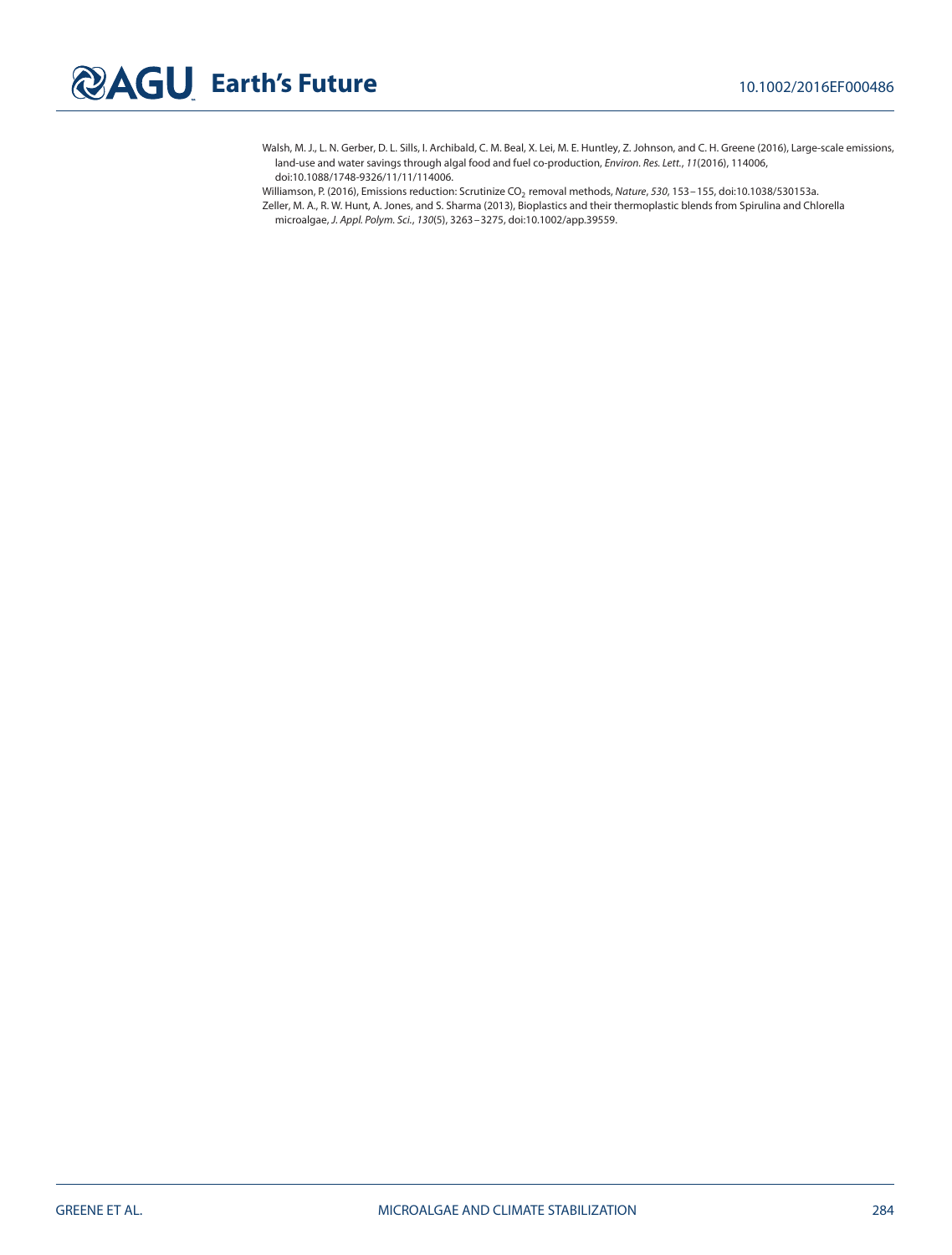Walsh, M. J., L. N. Gerber, D. L. Sills, I. Archibald, C. M. Beal, X. Lei, M. E. Huntley, Z. Johnson, and C. H. Greene (2016), Large-scale emissions, land-use and water savings through algal food and fuel co-production, *Environ. Res. Lett.*, *11*(2016), 114006, doi:10.1088/1748-9326/11/11/114006.

Williamson, P. (2016), Emissions reduction: Scrutinize $CO_2$ removal methods, *Nature*, *530*, 153–155, doi:10.1038/530153a.

Zeller, M. A., R. W. Hunt, A. Jones, and S. Sharma (2013), Bioplastics and their thermoplastic blends from Spirulina and Chlorella microalgae, *J. Appl. Polym. Sci.*, *130*(5), 3263–3275, doi:10.1002/app.39559.